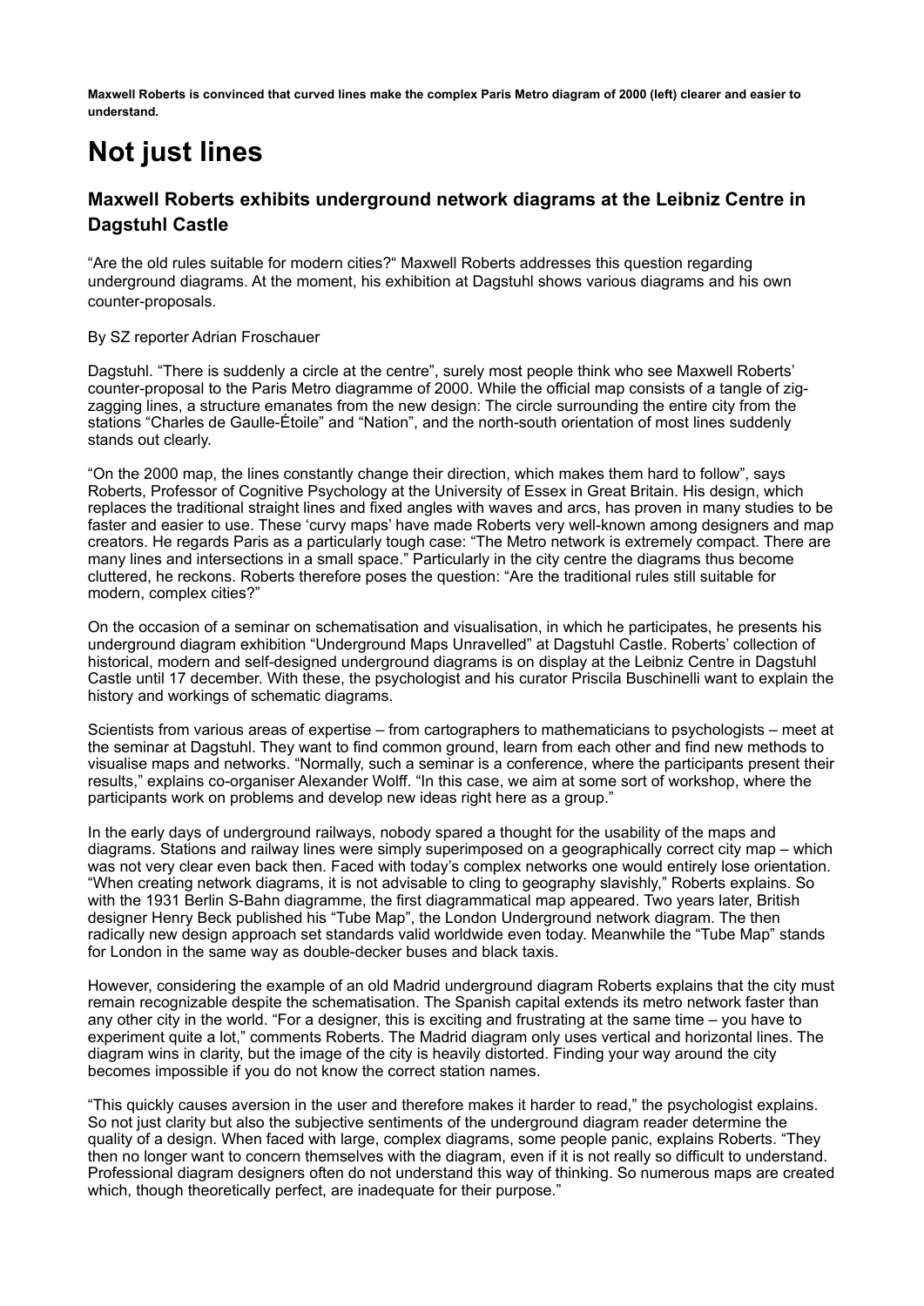**Maxwell Roberts is convinced that curved lines make the complex Paris Metro diagram of 2000 (left) clearer and easier to understand.**

# Not just lines

### Maxwell Roberts exhibits underground network diagrams at the Leibniz Centre in Dagstuhl Castle

"Are the old rules suitable for modern cities?" Maxwell Roberts addresses this question regarding underground diagrams. At the moment, his exhibition at Dagstuhl shows various diagrams and his own counter-proposals.

By SZ reporter Adrian Froschauer

Dagstuhl. "There is suddenly a circle at the centre", surely most people think who see Maxwell Roberts' counter-proposal to the Paris Metro diagramme of 2000. While the official map consists of a tangle of zig-zagging lines, a structure emanates from the new design: The circle surrounding the entire city from the stations "Charles de Gaulle-Étoile" and "Nation", and the north-south orientation of most lines suddenly stands out clearly.

"On the 2000 map, the lines constantly change their direction, which makes them hard to follow", says Roberts, Professor of Cognitive Psychology at the University of Essex in Great Britain. His design, which replaces the traditional straight lines and fixed angles with waves and arcs, has proven in many studies to be faster and easier to use. These 'curvy maps' have made Roberts very well-known among designers and map creators. He regards Paris as a particularly tough case: "The Metro network is extremely compact. There are many lines and intersections in a small space." Particularly in the city centre the diagrams thus become cluttered, he reckons. Roberts therefore poses the question: "Are the traditional rules still suitable for modern, complex cities?"

On the occasion of a seminar on schematisation and visualisation, in which he participates, he presents his underground diagram exhibition "Underground Maps Unravelled" at Dagstuhl Castle. Roberts' collection of historical, modern and self-designed underground diagrams is on display at the Leibniz Centre in Dagstuhl Castle until 17 december. With these, the psychologist and his curator Priscila Buschinelli want to explain the history and workings of schematic diagrams.

Scientists from various areas of expertise – from cartographers to mathematicians to psychologists – meet at the seminar at Dagstuhl. They want to find common ground, learn from each other and find new methods to visualise maps and networks. "Normally, such a seminar is a conference, where the participants present their results," explains co-organiser Alexander Wolff. "In this case, we aim at some sort of workshop, where the participants work on problems and develop new ideas right here as a group."

In the early days of underground railways, nobody spared a thought for the usability of the maps and diagrams. Stations and railway lines were simply superimposed on a geographically correct city map – which was not very clear even back then. Faced with today's complex networks one would entirely lose orientation. "When creating network diagrams, it is not advisable to cling to geography slavishly," Roberts explains. So with the 1931 Berlin S-Bahn diagramme, the first diagrammatical map appeared. Two years later, British designer Henry Beck published his "Tube Map", the London Underground network diagram. The then radically new design approach set standards valid worldwide even today. Meanwhile the "Tube Map" stands for London in the same way as double-decker buses and black taxis.

However, considering the example of an old Madrid underground diagram Roberts explains that the city must remain recognizable despite the schematisation. The Spanish capital extends its metro network faster than any other city in the world. "For a designer, this is exciting and frustrating at the same time – you have to experiment quite a lot," comments Roberts. The Madrid diagram only uses vertical and horizontal lines. The diagram wins in clarity, but the image of the city is heavily distorted. Finding your way around the city becomes impossible if you do not know the correct station names.

"This quickly causes aversion in the user and therefore makes it harder to read," the psychologist explains. So not just clarity but also the subjective sentiments of the underground diagram reader determine the quality of a design. When faced with large, complex diagrams, some people panic, explains Roberts. "They then no longer want to concern themselves with the diagram, even if it is not really so difficult to understand. Professional diagram designers often do not understand this way of thinking. So numerous maps are created which, though theoretically perfect, are inadequate for their purpose."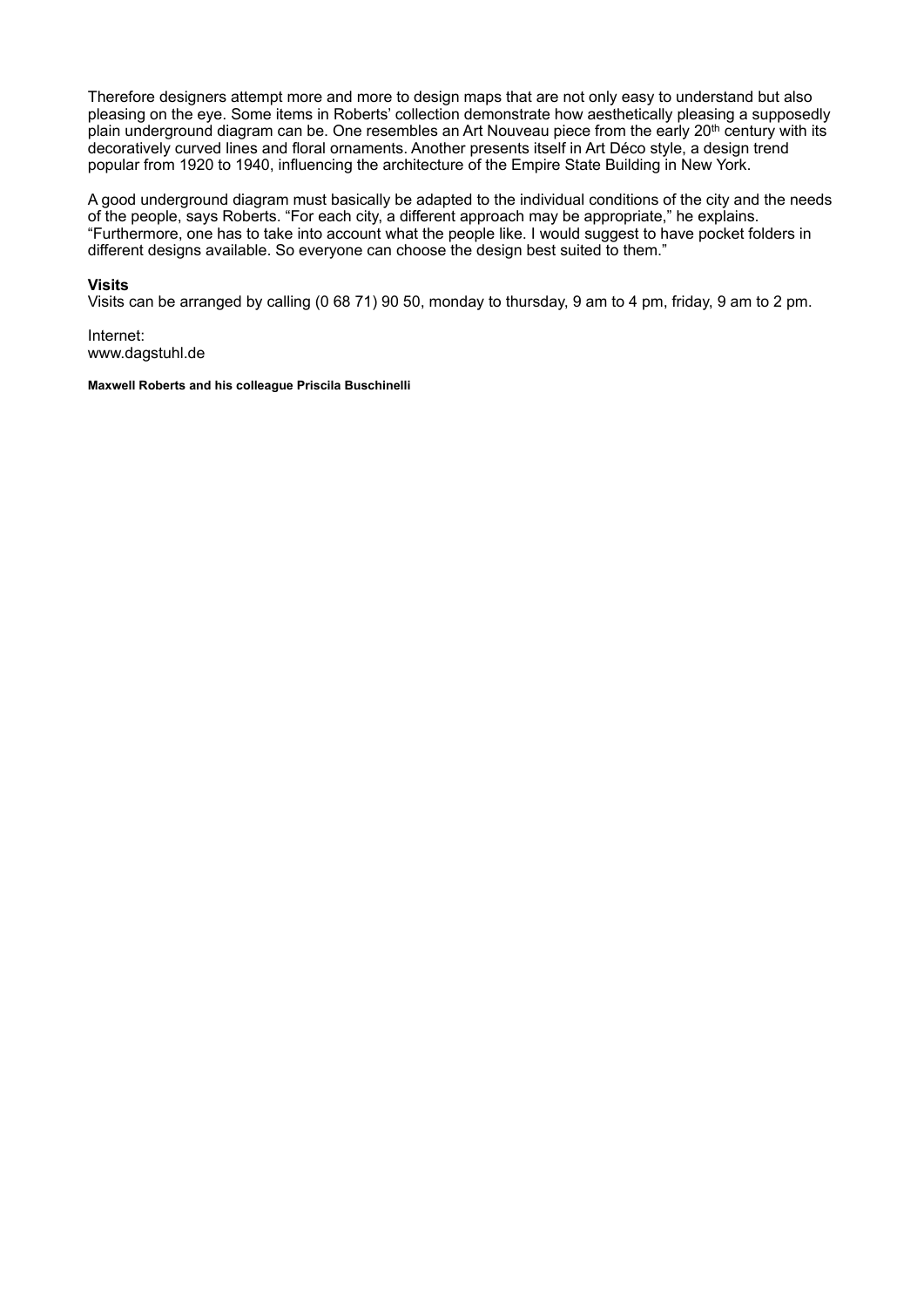Therefore designers attempt more and more to design maps that are not only easy to understand but also pleasing on the eye. Some items in Roberts' collection demonstrate how aesthetically pleasing a supposedly plain underground diagram can be. One resembles an Art Nouveau piece from the early 20th century with its decoratively curved lines and floral ornaments. Another presents itself in Art Déco style, a design trend popular from 1920 to 1940, influencing the architecture of the Empire State Building in New York.

A good underground diagram must basically be adapted to the individual conditions of the city and the needs of the people, says Roberts. "For each city, a different approach may be appropriate," he explains. "Furthermore, one has to take into account what the people like. I would suggest to have pocket folders in different designs available. So everyone can choose the design best suited to them."

**Visits**

Visits can be arranged by calling (0 68 71) 90 50, monday to thursday, 9 am to 4 pm, friday, 9 am to 2 pm.

Internet:
www.dagstuhl.de

**Maxwell Roberts and his colleague Priscila Buschinelli**